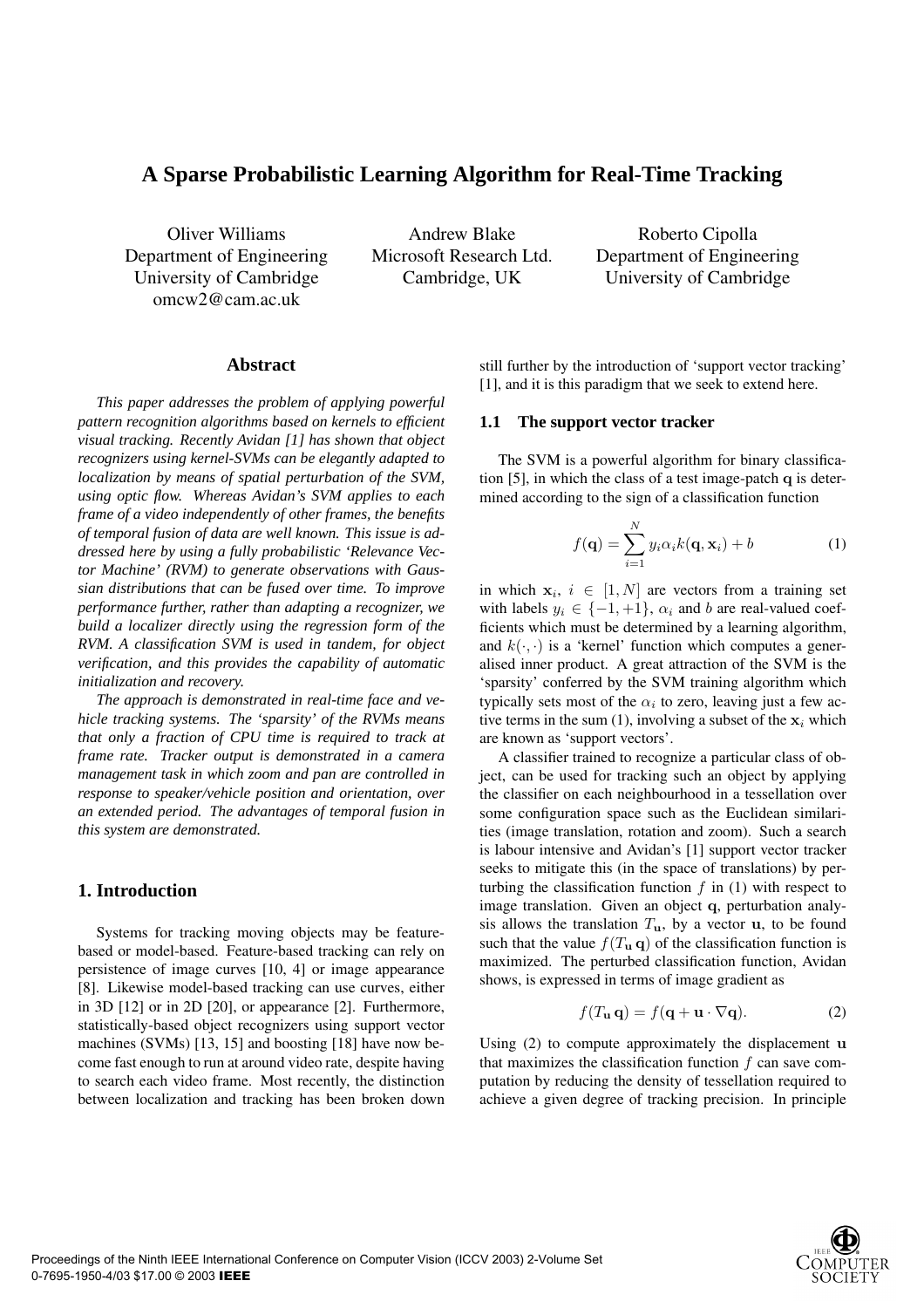# A Sparse Probabilistic Learning Algorithm for Real-Time Tracking

Oliver Williams
Department of Engineering
University of Cambridge
omcw2@cam.ac.uk

Andrew Blake
Microsoft Research Ltd.
Cambridge, UK

Roberto Cipolla
Department of Engineering
University of Cambridge

## Abstract

*This paper addresses the problem of applying powerful pattern recognition algorithms based on kernels to efficient visual tracking. Recently Avidan [1] has shown that object recognizers using kernel-SVMs can be elegantly adapted to localization by means of spatial perturbation of the SVM, using optic flow. Whereas Avidan's SVM applies to each frame of a video independently of other frames, the benefits of temporal fusion of data are well known. This issue is addressed here by using a fully probabilistic 'Relevance Vector Machine' (RVM) to generate observations with Gaussian distributions that can be fused over time. To improve performance further, rather than adapting a recognizer, we build a localizer directly using the regression form of the RVM. A classification SVM is used in tandem, for object verification, and this provides the capability of automatic initialization and recovery.*

*The approach is demonstrated in real-time face and vehicle tracking systems. The 'sparsity' of the RVMs means that only a fraction of CPU time is required to track at frame rate. Tracker output is demonstrated in a camera management task in which zoom and pan are controlled in response to speaker/vehicle position and orientation, over an extended period. The advantages of temporal fusion in this system are demonstrated.*

## 1. Introduction

Systems for tracking moving objects may be feature-based or model-based. Feature-based tracking can rely on persistence of image curves [10, 4] or image appearance [8]. Likewise model-based tracking can use curves, either in 3D [12] or in 2D [20], or appearance [2]. Furthermore, statistically-based object recognizers using support vector machines (SVMs) [13, 15] and boosting [18] have now become fast enough to run at around video rate, despite having to search each video frame. Most recently, the distinction between localization and tracking has been broken down still further by the introduction of 'support vector tracking' [1], and it is this paradigm that we seek to extend here.

### 1.1 The support vector tracker

The SVM is a powerful algorithm for binary classification [5], in which the class of a test image-patch $\mathbf{q}$ is determined according to the sign of a classification function

$$f(\mathbf{q}) = \sum_{i=1}^{N} y_i \alpha_i k(\mathbf{q}, \mathbf{x}_i) + b \tag{1}$$

in which $\mathbf{x}_i$, $i \in [1, N]$ are vectors from a training set with labels $y_i \in \{-1, +1\}$, $\alpha_i$ and $b$ are real-valued coefficients which must be determined by a learning algorithm, and $k(\cdot, \cdot)$ is a 'kernel' function which computes a generalised inner product. A great attraction of the SVM is the 'sparsity' conferred by the SVM training algorithm which typically sets most of the $\alpha_i$ to zero, leaving just a few active terms in the sum (1), involving a subset of the $\mathbf{x}_i$ which are known as 'support vectors'.

A classifier trained to recognize a particular class of object, can be used for tracking such an object by applying the classifier on each neighbourhood in a tessellation over some configuration space such as the Euclidean similarities (image translation, rotation and zoom). Such a search is labour intensive and Avidan's [1] support vector tracker seeks to mitigate this (in the space of translations) by perturbing the classification function $f$ in (1) with respect to image translation. Given an object $\mathbf{q}$, perturbation analysis allows the translation $T_{\mathbf{u}}$, by a vector $\mathbf{u}$, to be found such that the value $f(T_{\mathbf{u}}\, \mathbf{q})$ of the classification function is maximized. The perturbed classification function, Avidan shows, is expressed in terms of image gradient as

$$f(T_{\mathbf{u}}\, \mathbf{q}) = f(\mathbf{q} + \mathbf{u} \cdot \nabla \mathbf{q}). \tag{2}$$

Using (2) to compute approximately the displacement $\mathbf{u}$ that maximizes the classification function $f$ can save computation by reducing the density of tessellation required to achieve a given degree of tracking precision. In principle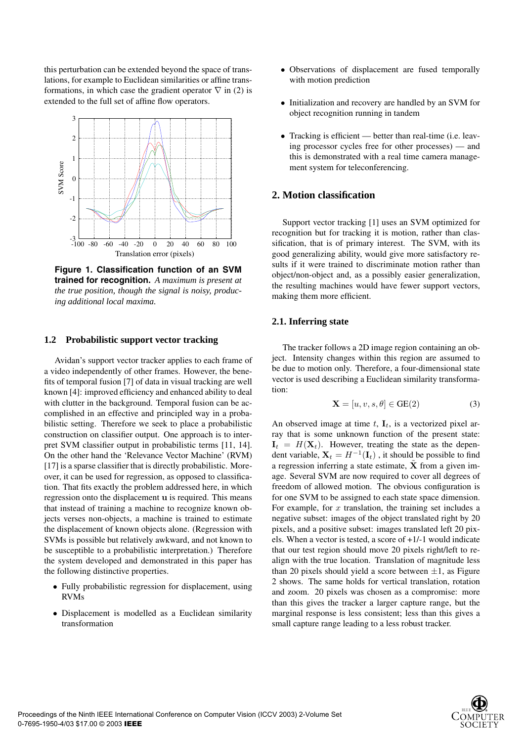this perturbation can be extended beyond the space of translations, for example to Euclidean similarities or affine transformations, in which case the gradient operator $\nabla$ in (2) is extended to the full set of affine flow operators.

**Figure 1. Classification function of an SVM trained for recognition.** *A maximum is present at the true position, though the signal is noisy, producing additional local maxima.*

### 1.2 Probabilistic support vector tracking

Avidan's support vector tracker applies to each frame of a video independently of other frames. However, the benefits of temporal fusion [7] of data in visual tracking are well known [4]: improved efficiency and enhanced ability to deal with clutter in the background. Temporal fusion can be accomplished in an effective and principled way in a probabilistic setting. Therefore we seek to place a probabilistic construction on classifier output. One approach is to interpret SVM classifier output in probabilistic terms [11, 14]. On the other hand the 'Relevance Vector Machine' (RVM) [17] is a sparse classifier that is directly probabilistic. Moreover, it can be used for regression, as opposed to classification. That fits exactly the problem addressed here, in which regression onto the displacement $\mathbf{u}$ is required. This means that instead of training a machine to recognize known objects verses non-objects, a machine is trained to estimate the displacement of known objects alone. (Regression with SVMs is possible but relatively awkward, and not known to be susceptible to a probabilistic interpretation.) Therefore the system developed and demonstrated in this paper has the following distinctive properties.

- Fully probabilistic regression for displacement, using RVMs
- Displacement is modelled as a Euclidean similarity transformation
- Observations of displacement are fused temporally with motion prediction
- Initialization and recovery are handled by an SVM for object recognition running in tandem
- Tracking is efficient — better than real-time (i.e. leaving processor cycles free for other processes) — and this is demonstrated with a real time camera management system for teleconferencing.

## 2. Motion classification

Support vector tracking [1] uses an SVM optimized for recognition but for tracking it is motion, rather than classification, that is of primary interest. The SVM, with its good generalizing ability, would give more satisfactory results if it were trained to discriminate motion rather than object/non-object and, as a possibly easier generalization, the resulting machines would have fewer support vectors, making them more efficient.

### 2.1. Inferring state

The tracker follows a 2D image region containing an object. Intensity changes within this region are assumed to be due to motion only. Therefore, a four-dimensional state vector is used describing a Euclidean similarity transformation:

$$\mathbf{X} = [u, v, s, \theta] \in \mathrm{GE}(2) \tag{3}$$

An observed image at time $t$, $\mathbf{I}_t$, is a vectorized pixel array that is some unknown function of the present state: $\mathbf{I}_t = H(\mathbf{X}_t)$. However, treating the state as the dependent variable, $\mathbf{X}_t = H^{-1}(\mathbf{I}_t)$, it should be possible to find a regression inferring a state estimate, $\tilde{\mathbf{X}}$ from a given image. Several SVM are now required to cover all degrees of freedom of allowed motion. The obvious configuration is for one SVM to be assigned to each state space dimension. For example, for $x$ translation, the training set includes a negative subset: images of the object translated right by 20 pixels, and a positive subset: images translated left 20 pixels. When a vector is tested, a score of +1/-1 would indicate that our test region should move 20 pixels right/left to realign with the true location. Translation of magnitude less than 20 pixels should yield a score between $\pm 1$, as Figure 2 shows. The same holds for vertical translation, rotation and zoom. 20 pixels was chosen as a compromise: more than this gives the tracker a larger capture range, but the marginal response is less consistent; less than this gives a small capture range leading to a less robust tracker.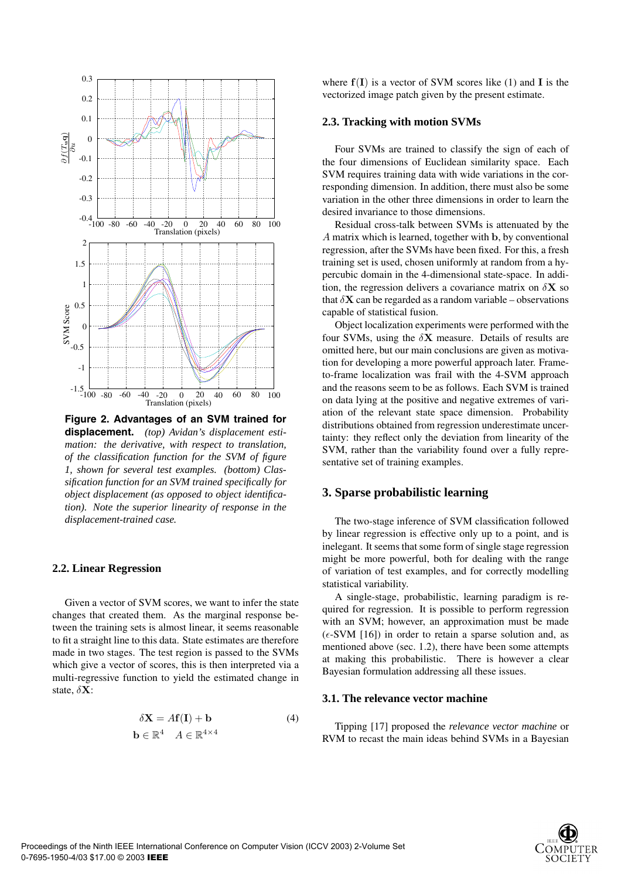**Figure 2. Advantages of an SVM trained for displacement.** *(top) Avidan's displacement estimation: the derivative, with respect to translation, of the classification function for the SVM of figure 1, shown for several test examples. (bottom) Classification function for an SVM trained specifically for object displacement (as opposed to object identification). Note the superior linearity of response in the displacement-trained case.*

### 2.2. Linear Regression

Given a vector of SVM scores, we want to infer the state changes that created them. As the marginal response between the training sets is almost linear, it seems reasonable to fit a straight line to this data. State estimates are therefore made in two stages. The test region is passed to the SVMs which give a vector of scores, this is then interpreted via a multi-regressive function to yield the estimated change in state, $\delta\mathbf{X}$:

$$\delta\mathbf{X} = A\mathbf{f}(\mathbf{I}) + \mathbf{b} \tag{4}$$
$$\mathbf{b} \in \mathbb{R}^4 \quad A \in \mathbb{R}^{4\times 4}$$

where $\mathbf{f}(\mathbf{I})$ is a vector of SVM scores like (1) and $\mathbf{I}$ is the vectorized image patch given by the present estimate.

### 2.3. Tracking with motion SVMs

Four SVMs are trained to classify the sign of each of the four dimensions of Euclidean similarity space. Each SVM requires training data with wide variations in the corresponding dimension. In addition, there must also be some variation in the other three dimensions in order to learn the desired invariance to those dimensions.

Residual cross-talk between SVMs is attenuated by the $A$ matrix which is learned, together with $\mathbf{b}$, by conventional regression, after the SVMs have been fixed. For this, a fresh training set is used, chosen uniformly at random from a hypercubic domain in the 4-dimensional state-space. In addition, the regression delivers a covariance matrix on $\delta\mathbf{X}$ so that $\delta\mathbf{X}$ can be regarded as a random variable – observations capable of statistical fusion.

Object localization experiments were performed with the four SVMs, using the $\delta\mathbf{X}$ measure. Details of results are omitted here, but our main conclusions are given as motivation for developing a more powerful approach later. Frame-to-frame localization was frail with the 4-SVM approach and the reasons seem to be as follows. Each SVM is trained on data lying at the positive and negative extremes of variation of the relevant state space dimension. Probability distributions obtained from regression underestimate uncertainty: they reflect only the deviation from linearity of the SVM, rather than the variability found over a fully representative set of training examples.

## 3. Sparse probabilistic learning

The two-stage inference of SVM classification followed by linear regression is effective only up to a point, and is inelegant. It seems that some form of single stage regression might be more powerful, both for dealing with the range of variation of test examples, and for correctly modelling statistical variability.

A single-stage, probabilistic, learning paradigm is required for regression. It is possible to perform regression with an SVM; however, an approximation must be made ($\epsilon$-SVM [16]) in order to retain a sparse solution and, as mentioned above (sec. 1.2), there have been some attempts at making this probabilistic. There is however a clear Bayesian formulation addressing all these issues.

### 3.1. The relevance vector machine

Tipping [17] proposed the *relevance vector machine* or RVM to recast the main ideas behind SVMs in a Bayesian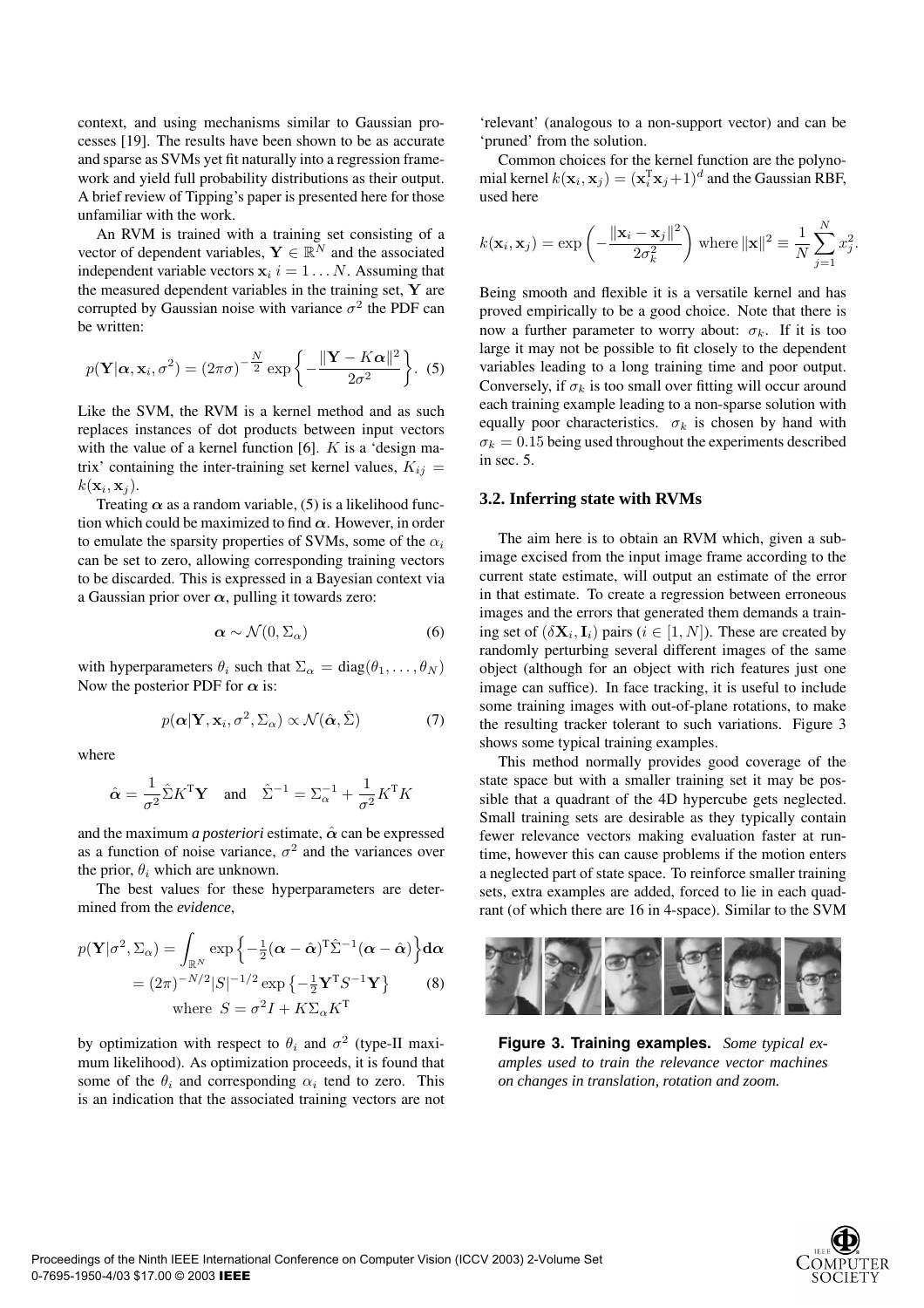context, and using mechanisms similar to Gaussian processes [19]. The results have been shown to be as accurate and sparse as SVMs yet fit naturally into a regression framework and yield full probability distributions as their output. A brief review of Tipping's paper is presented here for those unfamiliar with the work.

An RVM is trained with a training set consisting of a vector of dependent variables, $\mathbf{Y} \in \mathbb{R}^N$ and the associated independent variable vectors $\mathbf{x}_i$ $i = 1 \ldots N$. Assuming that the measured dependent variables in the training set, $\mathbf{Y}$ are corrupted by Gaussian noise with variance $\sigma^2$ the PDF can be written:

$$p(\mathbf{Y}|\boldsymbol{\alpha}, \mathbf{x}_i, \sigma^2) = (2\pi\sigma)^{-\frac{N}{2}} \exp\left\{-\frac{\|\mathbf{Y} - K\boldsymbol{\alpha}\|^2}{2\sigma^2}\right\}. \quad (5)$$

Like the SVM, the RVM is a kernel method and as such replaces instances of dot products between input vectors with the value of a kernel function [6]. $K$ is a 'design matrix' containing the inter-training set kernel values, $K_{ij} = k(\mathbf{x}_i, \mathbf{x}_j)$.

Treating $\boldsymbol{\alpha}$ as a random variable, (5) is a likelihood function which could be maximized to find $\boldsymbol{\alpha}$. However, in order to emulate the sparsity properties of SVMs, some of the $\alpha_i$ can be set to zero, allowing corresponding training vectors to be discarded. This is expressed in a Bayesian context via a Gaussian prior over $\boldsymbol{\alpha}$, pulling it towards zero:

$$\boldsymbol{\alpha} \sim \mathcal{N}(0, \Sigma_\alpha) \quad (6)$$

with hyperparameters $\theta_i$ such that $\Sigma_\alpha = \text{diag}(\theta_1, \ldots, \theta_N)$ Now the posterior PDF for $\boldsymbol{\alpha}$ is:

$$p(\boldsymbol{\alpha}|\mathbf{Y}, \mathbf{x}_i, \sigma^2, \Sigma_\alpha) \propto \mathcal{N}(\hat{\boldsymbol{\alpha}}, \hat{\Sigma}) \quad (7)$$

where

$$\hat{\boldsymbol{\alpha}} = \frac{1}{\sigma^2}\hat{\Sigma}K^{\mathrm{T}}\mathbf{Y} \quad \text{and} \quad \hat{\Sigma}^{-1} = \Sigma_\alpha^{-1} + \frac{1}{\sigma^2}K^{\mathrm{T}}K$$

and the maximum *a posteriori* estimate, $\hat{\boldsymbol{\alpha}}$ can be expressed as a function of noise variance, $\sigma^2$ and the variances over the prior, $\theta_i$ which are unknown.

The best values for these hyperparameters are determined from the *evidence*,

$$\begin{aligned} p(\mathbf{Y}|\sigma^2, \Sigma_\alpha) &= \int_{\mathbb{R}^N} \exp\left\{-\tfrac{1}{2}(\boldsymbol{\alpha} - \hat{\boldsymbol{\alpha}})^{\mathrm{T}}\hat{\Sigma}^{-1}(\boldsymbol{\alpha} - \hat{\boldsymbol{\alpha}})\right\}\mathbf{d}\boldsymbol{\alpha} \\ &= (2\pi)^{-N/2}|S|^{-1/2}\exp\left\{-\tfrac{1}{2}\mathbf{Y}^{\mathrm{T}}S^{-1}\mathbf{Y}\right\} \quad (8) \\ &\quad \text{where } S = \sigma^2 I + K\Sigma_\alpha K^{\mathrm{T}} \end{aligned}$$

by optimization with respect to $\theta_i$ and $\sigma^2$ (type-II maximum likelihood). As optimization proceeds, it is found that some of the $\theta_i$ and corresponding $\alpha_i$ tend to zero. This is an indication that the associated training vectors are not 'relevant' (analogous to a non-support vector) and can be 'pruned' from the solution.

Common choices for the kernel function are the polynomial kernel $k(\mathbf{x}_i, \mathbf{x}_j) = (\mathbf{x}_i^{\mathrm{T}}\mathbf{x}_j + 1)^d$ and the Gaussian RBF, used here

$$k(\mathbf{x}_i, \mathbf{x}_j) = \exp\left(-\frac{\|\mathbf{x}_i - \mathbf{x}_j\|^2}{2\sigma_k^2}\right) \text{ where } \|\mathbf{x}\|^2 \equiv \frac{1}{N}\sum_{j=1}^{N} x_j^2.$$

Being smooth and flexible it is a versatile kernel and has proved empirically to be a good choice. Note that there is now a further parameter to worry about: $\sigma_k$. If it is too large it may not be possible to fit closely to the dependent variables leading to a long training time and poor output. Conversely, if $\sigma_k$ is too small over fitting will occur around each training example leading to a non-sparse solution with equally poor characteristics. $\sigma_k$ is chosen by hand with $\sigma_k = 0.15$ being used throughout the experiments described in sec. 5.

### 3.2. Inferring state with RVMs

The aim here is to obtain an RVM which, given a subimage excised from the input image frame according to the current state estimate, will output an estimate of the error in that estimate. To create a regression between erroneous images and the errors that generated them demands a training set of $(\delta\mathbf{X}_i, \mathbf{I}_i)$ pairs ($i \in [1, N]$). These are created by randomly perturbing several different images of the same object (although for an object with rich features just one image can suffice). In face tracking, it is useful to include some training images with out-of-plane rotations, to make the resulting tracker tolerant to such variations. Figure 3 shows some typical training examples.

This method normally provides good coverage of the state space but with a smaller training set it may be possible that a quadrant of the 4D hypercube gets neglected. Small training sets are desirable as they typically contain fewer relevance vectors making evaluation faster at runtime, however this can cause problems if the motion enters a neglected part of state space. To reinforce smaller training sets, extra examples are added, forced to lie in each quadrant (of which there are 16 in 4-space). Similar to the SVM

**Figure 3. Training examples.** *Some typical examples used to train the relevance vector machines on changes in translation, rotation and zoom.*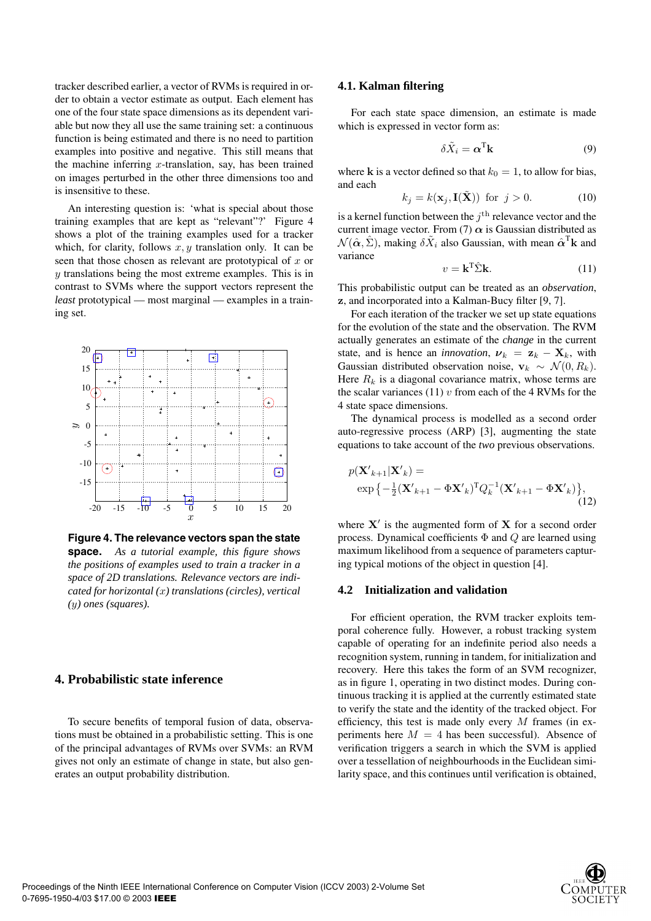tracker described earlier, a vector of RVMs is required in order to obtain a vector estimate as output. Each element has one of the four state space dimensions as its dependent variable but now they all use the same training set: a continuous function is being estimated and there is no need to partition examples into positive and negative. This still means that the machine inferring $x$-translation, say, has been trained on images perturbed in the other three dimensions too and is insensitive to these.

An interesting question is: 'what is special about those training examples that are kept as "relevant"?' Figure 4 shows a plot of the training examples used for a tracker which, for clarity, follows $x, y$ translation only. It can be seen that those chosen as relevant are prototypical of $x$ or $y$ translations being the most extreme examples. This is in contrast to SVMs where the support vectors represent the *least* prototypical — most marginal — examples in a training set.

**Figure 4. The relevance vectors span the state space.** *As a tutorial example, this figure shows the positions of examples used to train a tracker in a space of 2D translations. Relevance vectors are indicated for horizontal ($x$) translations (circles), vertical ($y$) ones (squares).*

# 4. Probabilistic state inference

To secure benefits of temporal fusion of data, observations must be obtained in a probabilistic setting. This is one of the principal advantages of RVMs over SVMs: an RVM gives not only an estimate of change in state, but also generates an output probability distribution.

## 4.1. Kalman filtering

For each state space dimension, an estimate is made which is expressed in vector form as:

$$\delta \tilde{X}_i = \boldsymbol{\alpha}^{\mathrm{T}} \mathbf{k} \tag{9}$$

where $\mathbf{k}$ is a vector defined so that $k_0 = 1$, to allow for bias, and each

$$k_j = k(\mathbf{x}_j, \mathbf{I}(\tilde{\mathbf{X}})) \text{ for } j > 0. \tag{10}$$

is a kernel function between the $j^{\mathrm{th}}$ relevance vector and the current image vector. From (7) $\boldsymbol{\alpha}$ is Gaussian distributed as $\mathcal{N}(\hat{\boldsymbol{\alpha}}, \hat{\Sigma})$, making $\delta \tilde{X}_i$ also Gaussian, with mean $\hat{\boldsymbol{\alpha}}^{\mathrm{T}} \mathbf{k}$ and variance

$$v = \mathbf{k}^{\mathrm{T}} \hat{\Sigma} \mathbf{k}. \tag{11}$$

This probabilistic output can be treated as an *observation*, $\mathbf{z}$, and incorporated into a Kalman-Bucy filter [9, 7].

For each iteration of the tracker we set up state equations for the evolution of the state and the observation. The RVM actually generates an estimate of the *change* in the current state, and is hence an *innovation*, $\boldsymbol{\nu}_k = \mathbf{z}_k - \mathbf{X}_k$, with Gaussian distributed observation noise, $\mathbf{v}_k \sim \mathcal{N}(0, R_k)$. Here $R_k$ is a diagonal covariance matrix, whose terms are the scalar variances (11) $v$ from each of the 4 RVMs for the 4 state space dimensions.

The dynamical process is modelled as a second order auto-regressive process (ARP) [3], augmenting the state equations to take account of the *two* previous observations.

$$p(\mathbf{X'}_{k+1} | \mathbf{X'}_k) = \exp\left\{-\tfrac{1}{2}(\mathbf{X'}_{k+1} - \Phi \mathbf{X'}_k)^{\mathrm{T}} Q_k^{-1} (\mathbf{X'}_{k+1} - \Phi \mathbf{X'}_k)\right\}, \tag{12}$$

where $\mathbf{X}'$ is the augmented form of $\mathbf{X}$ for a second order process. Dynamical coefficients $\Phi$ and $Q$ are learned using maximum likelihood from a sequence of parameters capturing typical motions of the object in question [4].

## 4.2 Initialization and validation

For efficient operation, the RVM tracker exploits temporal coherence fully. However, a robust tracking system capable of operating for an indefinite period also needs a recognition system, running in tandem, for initialization and recovery. Here this takes the form of an SVM recognizer, as in figure 1, operating in two distinct modes. During continuous tracking it is applied at the currently estimated state to verify the state and the identity of the tracked object. For efficiency, this test is made only every $M$ frames (in experiments here $M = 4$ has been successful). Absence of verification triggers a search in which the SVM is applied over a tessellation of neighbourhoods in the Euclidean similarity space, and this continues until verification is obtained,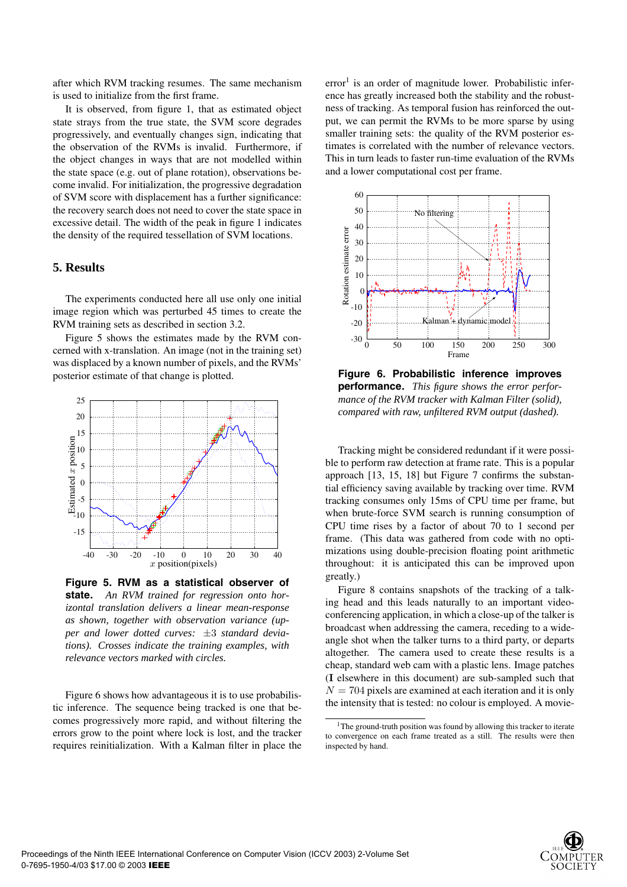after which RVM tracking resumes. The same mechanism is used to initialize from the first frame.

It is observed, from figure 1, that as estimated object state strays from the true state, the SVM score degrades progressively, and eventually changes sign, indicating that the observation of the RVMs is invalid. Furthermore, if the object changes in ways that are not modelled within the state space (e.g. out of plane rotation), observations become invalid. For initialization, the progressive degradation of SVM score with displacement has a further significance: the recovery search does not need to cover the state space in excessive detail. The width of the peak in figure 1 indicates the density of the required tessellation of SVM locations.

## 5. Results

The experiments conducted here all use only one initial image region which was perturbed 45 times to create the RVM training sets as described in section 3.2.

Figure 5 shows the estimates made by the RVM concerned with x-translation. An image (not in the training set) was displaced by a known number of pixels, and the RVMs' posterior estimate of that change is plotted.

**Figure 5. RVM as a statistical observer of state.** *An RVM trained for regression onto horizontal translation delivers a linear mean-response as shown, together with observation variance (upper and lower dotted curves: $\pm 3$ standard deviations). Crosses indicate the training examples, with relevance vectors marked with circles.*

Figure 6 shows how advantageous it is to use probabilistic inference. The sequence being tracked is one that becomes progressively more rapid, and without filtering the errors grow to the point where lock is lost, and the tracker requires reinitialization. With a Kalman filter in place the error[1] is an order of magnitude lower. Probabilistic inference has greatly increased both the stability and the robustness of tracking. As temporal fusion has reinforced the output, we can permit the RVMs to be more sparse by using smaller training sets: the quality of the RVM posterior estimates is correlated with the number of relevance vectors. This in turn leads to faster run-time evaluation of the RVMs and a lower computational cost per frame.

**Figure 6. Probabilistic inference improves performance.** *This figure shows the error performance of the RVM tracker with Kalman Filter (solid), compared with raw, unfiltered RVM output (dashed).*

Tracking might be considered redundant if it were possible to perform raw detection at frame rate. This is a popular approach [13, 15, 18] but Figure 7 confirms the substantial efficiency saving available by tracking over time. RVM tracking consumes only 15ms of CPU time per frame, but when brute-force SVM search is running consumption of CPU time rises by a factor of about 70 to 1 second per frame. (This data was gathered from code with no optimizations using double-precision floating point arithmetic throughout: it is anticipated this can be improved upon greatly.)

Figure 8 contains snapshots of the tracking of a talking head and this leads naturally to an important video-conferencing application, in which a close-up of the talker is broadcast when addressing the camera, receding to a wide-angle shot when the talker turns to a third party, or departs altogether. The camera used to create these results is a cheap, standard web cam with a plastic lens. Image patches ($\mathbf{I}$ elsewhere in this document) are sub-sampled such that $N = 704$ pixels are examined at each iteration and it is only the intensity that is tested: no colour is employed. A movie-

[1] The ground-truth position was found by allowing this tracker to iterate to convergence on each frame treated as a still. The results were then inspected by hand.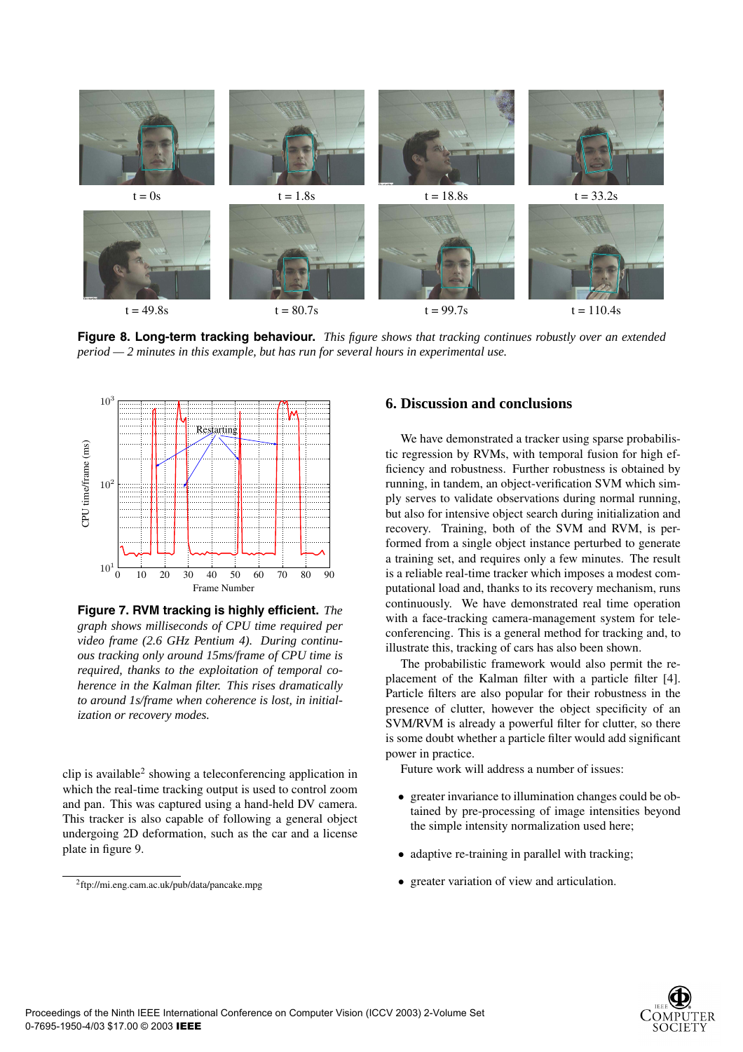t = 0s  t = 1.8s  t = 18.8s  t = 33.2s

t = 49.8s  t = 80.7s  t = 99.7s  t = 110.4s

**Figure 8. Long-term tracking behaviour.** *This figure shows that tracking continues robustly over an extended period — 2 minutes in this example, but has run for several hours in experimental use.*

**Figure 7. RVM tracking is highly efficient.** *The graph shows milliseconds of CPU time required per video frame (2.6 GHz Pentium 4). During continuous tracking only around 15ms/frame of CPU time is required, thanks to the exploitation of temporal coherence in the Kalman filter. This rises dramatically to around 1s/frame when coherence is lost, in initialization or recovery modes.*

clip is available[2] showing a teleconferencing application in which the real-time tracking output is used to control zoom and pan. This was captured using a hand-held DV camera. This tracker is also capable of following a general object undergoing 2D deformation, such as the car and a license plate in figure 9.

[2] ftp://mi.eng.cam.ac.uk/pub/data/pancake.mpg

## 6. Discussion and conclusions

We have demonstrated a tracker using sparse probabilistic regression by RVMs, with temporal fusion for high efficiency and robustness. Further robustness is obtained by running, in tandem, an object-verification SVM which simply serves to validate observations during normal running, but also for intensive object search during initialization and recovery. Training, both of the SVM and RVM, is performed from a single object instance perturbed to generate a training set, and requires only a few minutes. The result is a reliable real-time tracker which imposes a modest computational load and, thanks to its recovery mechanism, runs continuously. We have demonstrated real time operation with a face-tracking camera-management system for teleconferencing. This is a general method for tracking and, to illustrate this, tracking of cars has also been shown.

The probabilistic framework would also permit the replacement of the Kalman filter with a particle filter [4]. Particle filters are also popular for their robustness in the presence of clutter, however the object specificity of an SVM/RVM is already a powerful filter for clutter, so there is some doubt whether a particle filter would add significant power in practice.

Future work will address a number of issues:

- greater invariance to illumination changes could be obtained by pre-processing of image intensities beyond the simple intensity normalization used here;
- adaptive re-training in parallel with tracking;
- greater variation of view and articulation.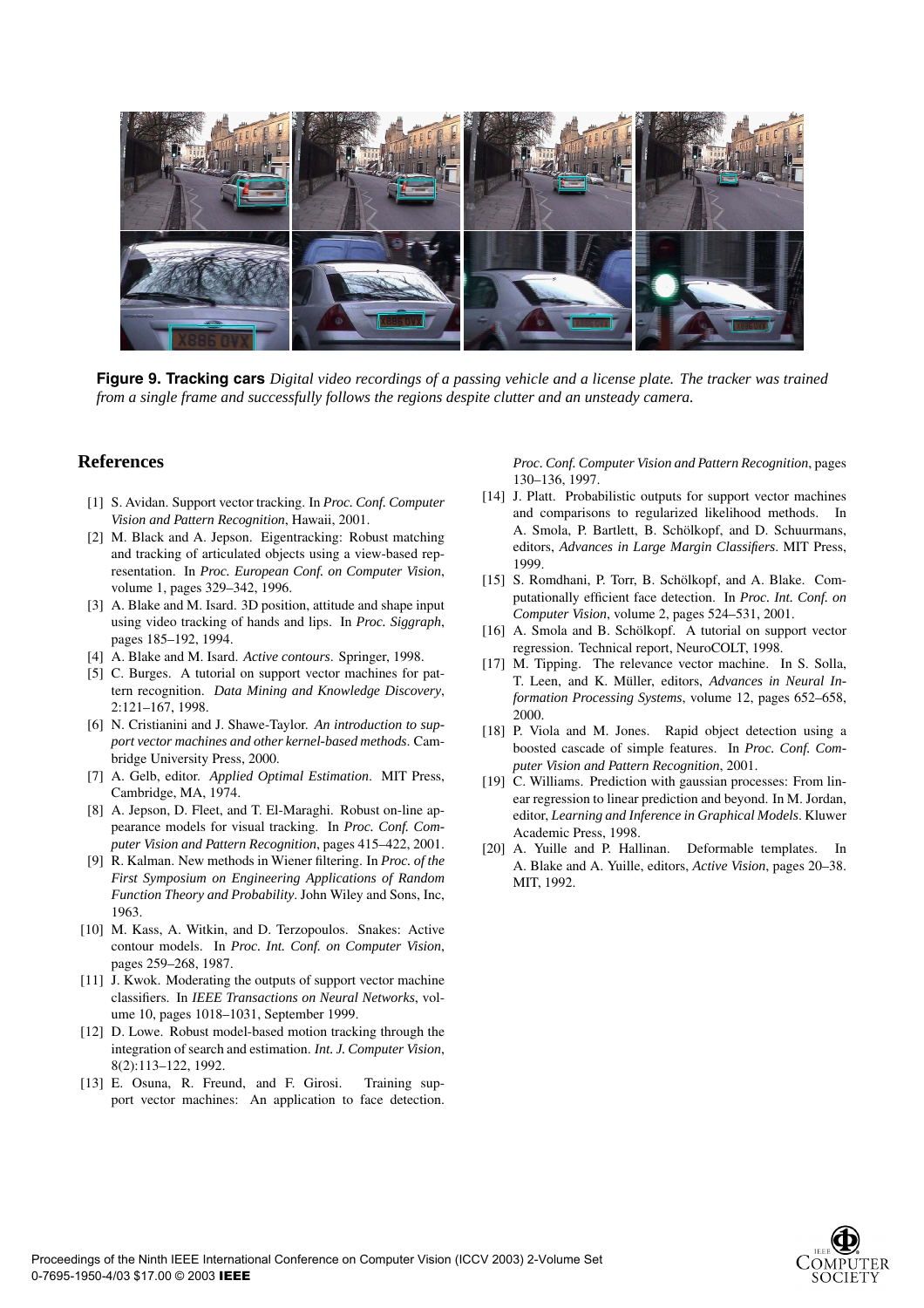**Figure 9. Tracking cars** *Digital video recordings of a passing vehicle and a license plate. The tracker was trained from a single frame and successfully follows the regions despite clutter and an unsteady camera.*

## References

[1] S. Avidan. Support vector tracking. In *Proc. Conf. Computer Vision and Pattern Recognition*, Hawaii, 2001.

[2] M. Black and A. Jepson. Eigentracking: Robust matching and tracking of articulated objects using a view-based representation. In *Proc. European Conf. on Computer Vision*, volume 1, pages 329–342, 1996.

[3] A. Blake and M. Isard. 3D position, attitude and shape input using video tracking of hands and lips. In *Proc. Siggraph*, pages 185–192, 1994.

[4] A. Blake and M. Isard. *Active contours*. Springer, 1998.

[5] C. Burges. A tutorial on support vector machines for pattern recognition. *Data Mining and Knowledge Discovery*, 2:121–167, 1998.

[6] N. Cristianini and J. Shawe-Taylor. *An introduction to support vector machines and other kernel-based methods*. Cambridge University Press, 2000.

[7] A. Gelb, editor. *Applied Optimal Estimation*. MIT Press, Cambridge, MA, 1974.

[8] A. Jepson, D. Fleet, and T. El-Maraghi. Robust on-line appearance models for visual tracking. In *Proc. Conf. Computer Vision and Pattern Recognition*, pages 415–422, 2001.

[9] R. Kalman. New methods in Wiener filtering. In *Proc. of the First Symposium on Engineering Applications of Random Function Theory and Probability*. John Wiley and Sons, Inc, 1963.

[10] M. Kass, A. Witkin, and D. Terzopoulos. Snakes: Active contour models. In *Proc. Int. Conf. on Computer Vision*, pages 259–268, 1987.

[11] J. Kwok. Moderating the outputs of support vector machine classifiers. In *IEEE Transactions on Neural Networks*, volume 10, pages 1018–1031, September 1999.

[12] D. Lowe. Robust model-based motion tracking through the integration of search and estimation. *Int. J. Computer Vision*, 8(2):113–122, 1992.

[13] E. Osuna, R. Freund, and F. Girosi. Training support vector machines: An application to face detection. *Proc. Conf. Computer Vision and Pattern Recognition*, pages 130–136, 1997.

[14] J. Platt. Probabilistic outputs for support vector machines and comparisons to regularized likelihood methods. In A. Smola, P. Bartlett, B. Schölkopf, and D. Schuurmans, editors, *Advances in Large Margin Classifiers*. MIT Press, 1999.

[15] S. Romdhani, P. Torr, B. Schölkopf, and A. Blake. Computationally efficient face detection. In *Proc. Int. Conf. on Computer Vision*, volume 2, pages 524–531, 2001.

[16] A. Smola and B. Schölkopf. A tutorial on support vector regression. Technical report, NeuroCOLT, 1998.

[17] M. Tipping. The relevance vector machine. In S. Solla, T. Leen, and K. Müller, editors, *Advances in Neural Information Processing Systems*, volume 12, pages 652–658, 2000.

[18] P. Viola and M. Jones. Rapid object detection using a boosted cascade of simple features. In *Proc. Conf. Computer Vision and Pattern Recognition*, 2001.

[19] C. Williams. Prediction with gaussian processes: From linear regression to linear prediction and beyond. In M. Jordan, editor, *Learning and Inference in Graphical Models*. Kluwer Academic Press, 1998.

[20] A. Yuille and P. Hallinan. Deformable templates. In A. Blake and A. Yuille, editors, *Active Vision*, pages 20–38. MIT, 1992.